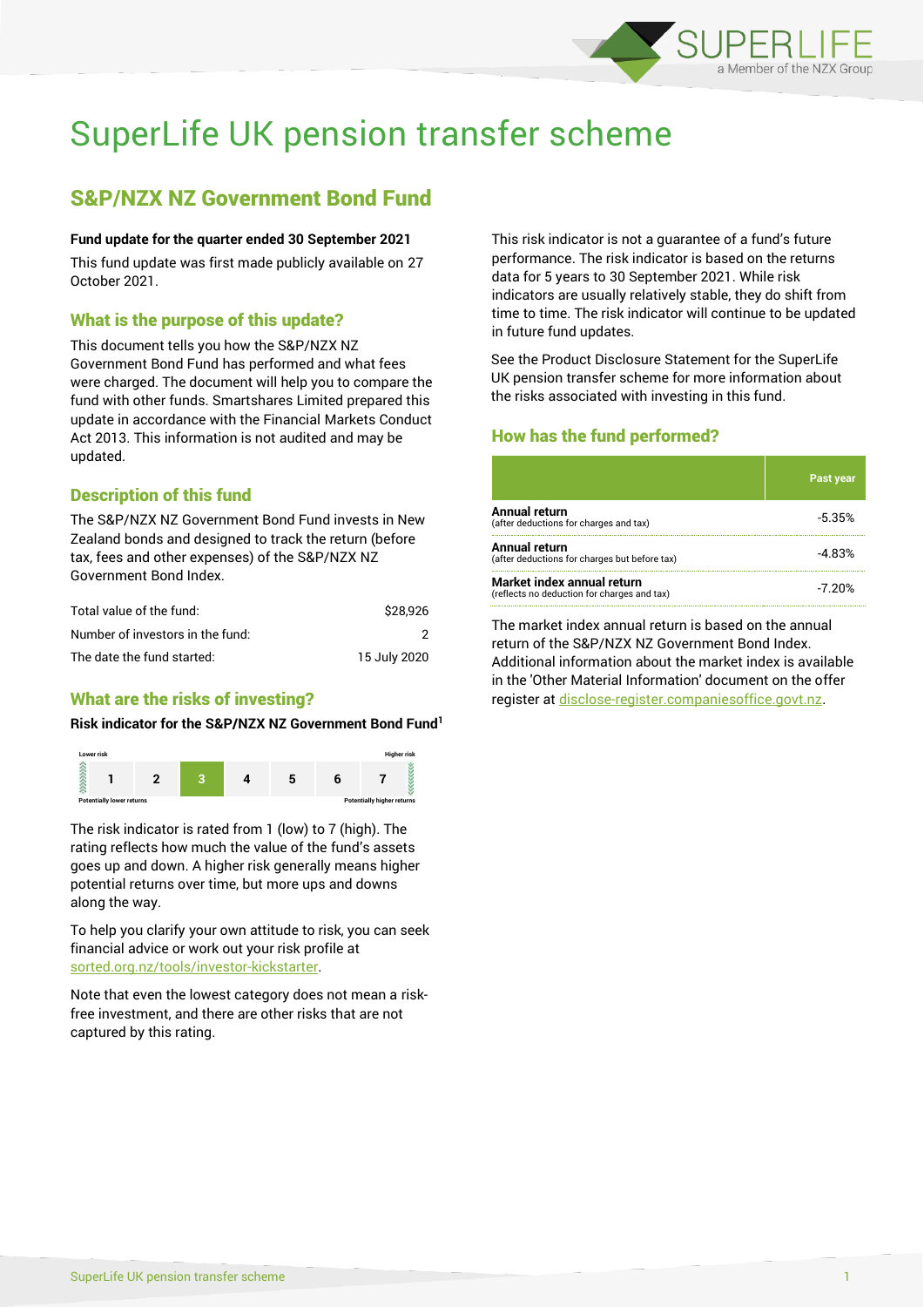# SuperLife UK pension transfer scheme

## S&P/NZX NZ Government Bond Fund

**Fund update for the quarter ended 30 September 2021**

This fund update was first made publicly available on 27 October 2021.

### What is the purpose of this update?

This document tells you how the S&P/NZX NZ Government Bond Fund has performed and what fees were charged. The document will help you to compare the fund with other funds. Smartshares Limited prepared this update in accordance with the Financial Markets Conduct Act 2013. This information is not audited and may be updated.

### Description of this fund

The S&P/NZX NZ Government Bond Fund invests in New Zealand bonds and designed to track the return (before tax, fees and other expenses) of the S&P/NZX NZ Government Bond Index.

| | |
|---|---|
| Total value of the fund: | $28,926 |
| Number of investors in the fund: | 2 |
| The date the fund started: | 15 July 2020 |

### What are the risks of investing?

**Risk indicator for the S&P/NZX NZ Government Bond Fund[1]**

| Lower risk | | | | | | Higher risk |
|---|---|---|---|---|---|---|
| 1 | 2 | **3** | 4 | 5 | 6 | 7 |
| Potentially lower returns | | | | | | Potentially higher returns |

The risk indicator is rated from 1 (low) to 7 (high). The rating reflects how much the value of the fund's assets goes up and down. A higher risk generally means higher potential returns over time, but more ups and downs along the way.

To help you clarify your own attitude to risk, you can seek financial advice or work out your risk profile at sorted.org.nz/tools/investor-kickstarter.

Note that even the lowest category does not mean a risk-free investment, and there are other risks that are not captured by this rating.

This risk indicator is not a guarantee of a fund's future performance. The risk indicator is based on the returns data for 5 years to 30 September 2021. While risk indicators are usually relatively stable, they do shift from time to time. The risk indicator will continue to be updated in future fund updates.

See the Product Disclosure Statement for the SuperLife UK pension transfer scheme for more information about the risks associated with investing in this fund.

### How has the fund performed?

| | Past year |
|---|---|
| **Annual return** (after deductions for charges and tax) | -5.35% |
| **Annual return** (after deductions for charges but before tax) | -4.83% |
| **Market index annual return** (reflects no deduction for charges and tax) | -7.20% |

The market index annual return is based on the annual return of the S&P/NZX NZ Government Bond Index. Additional information about the market index is available in the 'Other Material Information' document on the offer register at disclose-register.companiesoffice.govt.nz.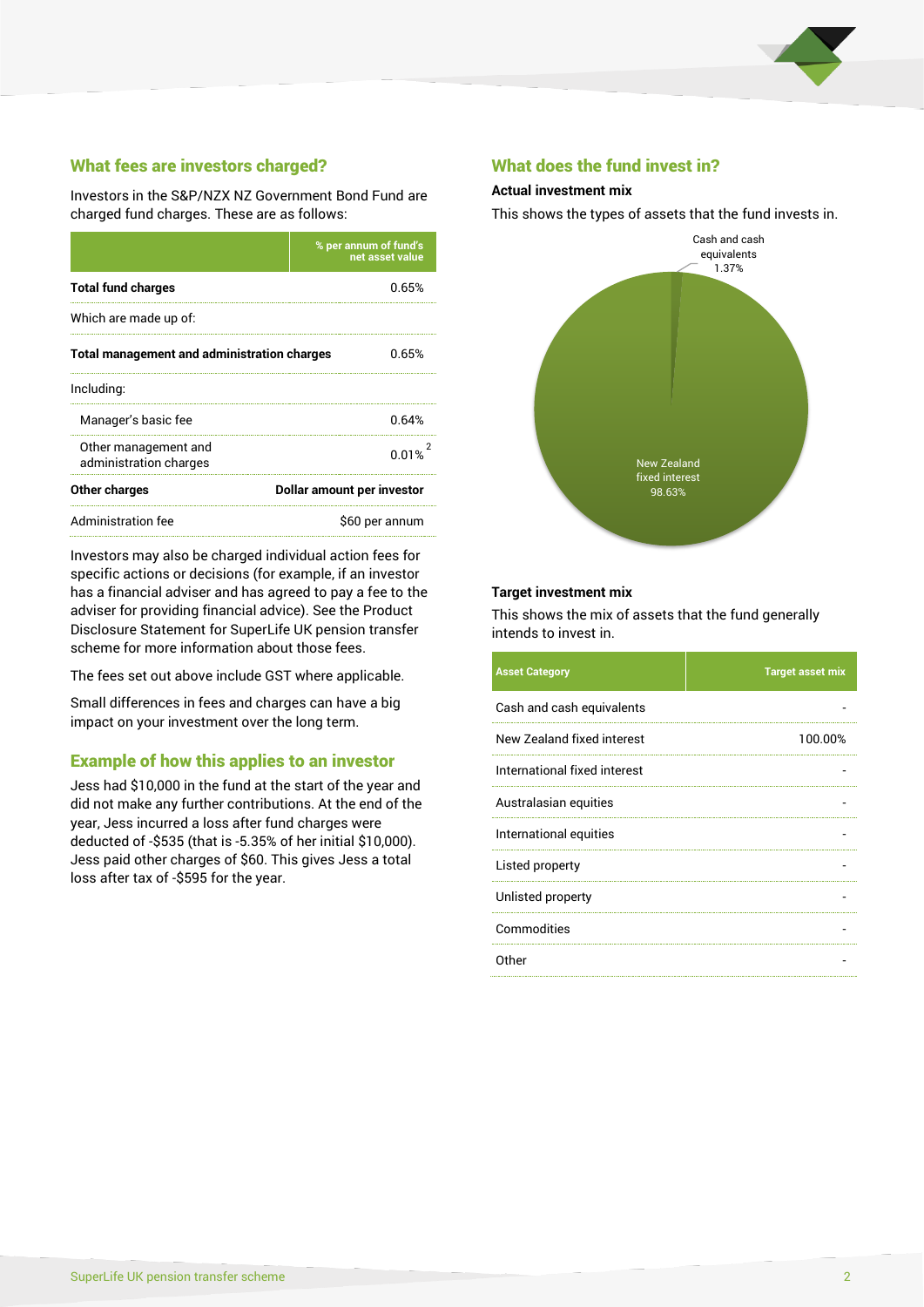## What fees are investors charged?

Investors in the S&P/NZX NZ Government Bond Fund are charged fund charges. These are as follows:

| | % per annum of fund's net asset value |
|---|---|
| **Total fund charges** | 0.65% |
| Which are made up of: | |
| **Total management and administration charges** | 0.65% |
| Including: | |
| Manager's basic fee | 0.64% |
| Other management and administration charges | 0.01% [2] |
| **Other charges** | **Dollar amount per investor** |
| Administration fee | $60 per annum |

Investors may also be charged individual action fees for specific actions or decisions (for example, if an investor has a financial adviser and has agreed to pay a fee to the adviser for providing financial advice). See the Product Disclosure Statement for SuperLife UK pension transfer scheme for more information about those fees.

The fees set out above include GST where applicable.

Small differences in fees and charges can have a big impact on your investment over the long term.

## Example of how this applies to an investor

Jess had $10,000 in the fund at the start of the year and did not make any further contributions. At the end of the year, Jess incurred a loss after fund charges were deducted of -$535 (that is -5.35% of her initial $10,000). Jess paid other charges of $60. This gives Jess a total loss after tax of -$595 for the year.

## What does the fund invest in?

### Actual investment mix

This shows the types of assets that the fund invests in.

Cash and cash equivalents 1.37%

New Zealand fixed interest 98.63%

### Target investment mix

This shows the mix of assets that the fund generally intends to invest in.

| Asset Category | Target asset mix |
|---|---|
| Cash and cash equivalents | - |
| New Zealand fixed interest | 100.00% |
| International fixed interest | - |
| Australasian equities | - |
| International equities | - |
| Listed property | - |
| Unlisted property | - |
| Commodities | - |
| Other | - |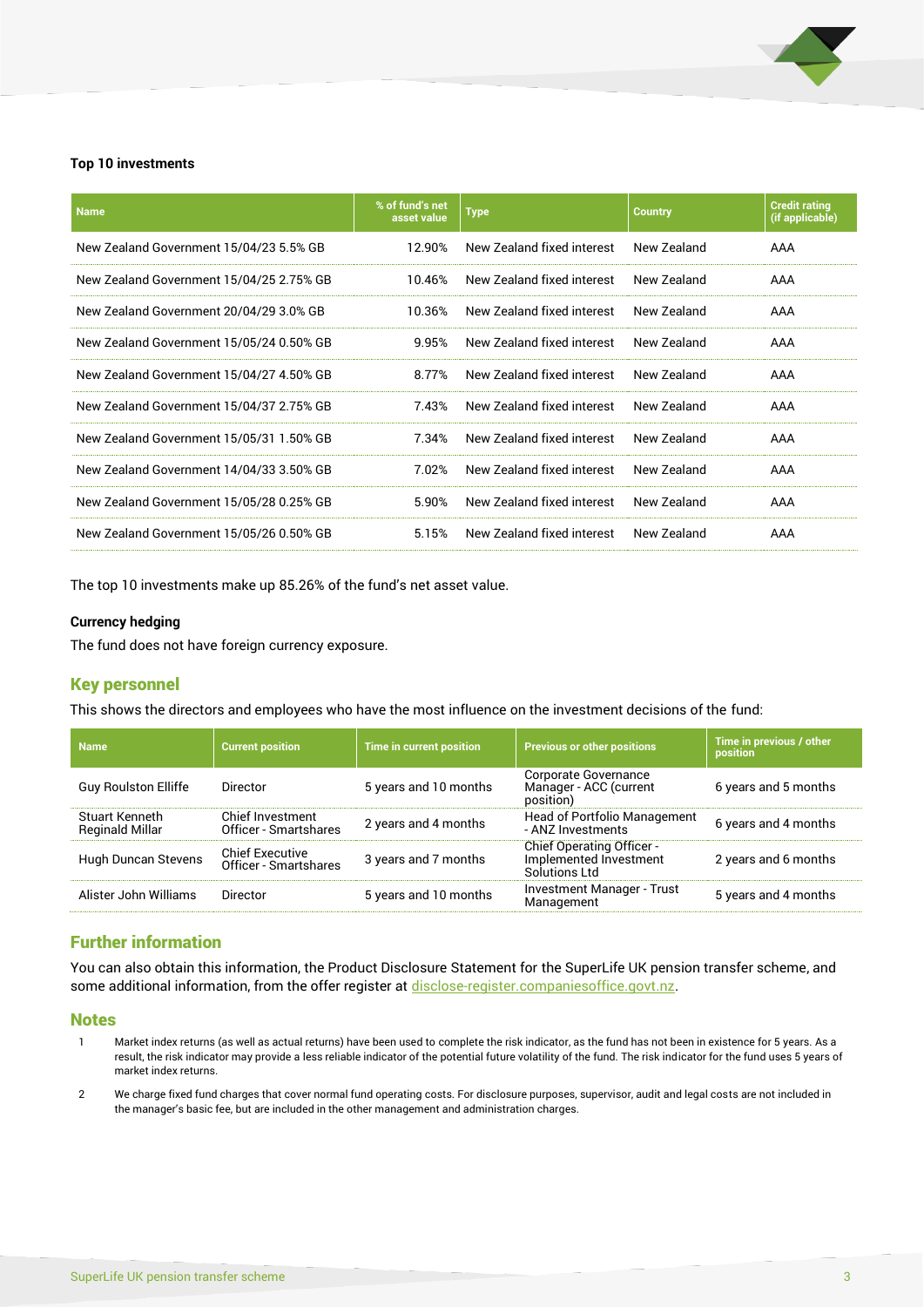### Top 10 investments

| Name | % of fund's net asset value | Type | Country | Credit rating (if applicable) |
|---|---|---|---|---|
| New Zealand Government 15/04/23 5.5% GB | 12.90% | New Zealand fixed interest | New Zealand | AAA |
| New Zealand Government 15/04/25 2.75% GB | 10.46% | New Zealand fixed interest | New Zealand | AAA |
| New Zealand Government 20/04/29 3.0% GB | 10.36% | New Zealand fixed interest | New Zealand | AAA |
| New Zealand Government 15/05/24 0.50% GB | 9.95% | New Zealand fixed interest | New Zealand | AAA |
| New Zealand Government 15/04/27 4.50% GB | 8.77% | New Zealand fixed interest | New Zealand | AAA |
| New Zealand Government 15/04/37 2.75% GB | 7.43% | New Zealand fixed interest | New Zealand | AAA |
| New Zealand Government 15/05/31 1.50% GB | 7.34% | New Zealand fixed interest | New Zealand | AAA |
| New Zealand Government 14/04/33 3.50% GB | 7.02% | New Zealand fixed interest | New Zealand | AAA |
| New Zealand Government 15/05/28 0.25% GB | 5.90% | New Zealand fixed interest | New Zealand | AAA |
| New Zealand Government 15/05/26 0.50% GB | 5.15% | New Zealand fixed interest | New Zealand | AAA |

The top 10 investments make up 85.26% of the fund's net asset value.

### Currency hedging

The fund does not have foreign currency exposure.

## Key personnel

This shows the directors and employees who have the most influence on the investment decisions of the fund:

| Name | Current position | Time in current position | Previous or other positions | Time in previous / other position |
|---|---|---|---|---|
| Guy Roulston Elliffe | Director | 5 years and 10 months | Corporate Governance Manager - ACC (current position) | 6 years and 5 months |
| Stuart Kenneth Reginald Millar | Chief Investment Officer - Smartshares | 2 years and 4 months | Head of Portfolio Management - ANZ Investments | 6 years and 4 months |
| Hugh Duncan Stevens | Chief Executive Officer - Smartshares | 3 years and 7 months | Chief Operating Officer - Implemented Investment Solutions Ltd | 2 years and 6 months |
| Alister John Williams | Director | 5 years and 10 months | Investment Manager - Trust Management | 5 years and 4 months |

## Further information

You can also obtain this information, the Product Disclosure Statement for the SuperLife UK pension transfer scheme, and some additional information, from the offer register at disclose-register.companiesoffice.govt.nz.

## Notes

1. Market index returns (as well as actual returns) have been used to complete the risk indicator, as the fund has not been in existence for 5 years. As a result, the risk indicator may provide a less reliable indicator of the potential future volatility of the fund. The risk indicator for the fund uses 5 years of market index returns.
2. We charge fixed fund charges that cover normal fund operating costs. For disclosure purposes, supervisor, audit and legal costs are not included in the manager's basic fee, but are included in the other management and administration charges.